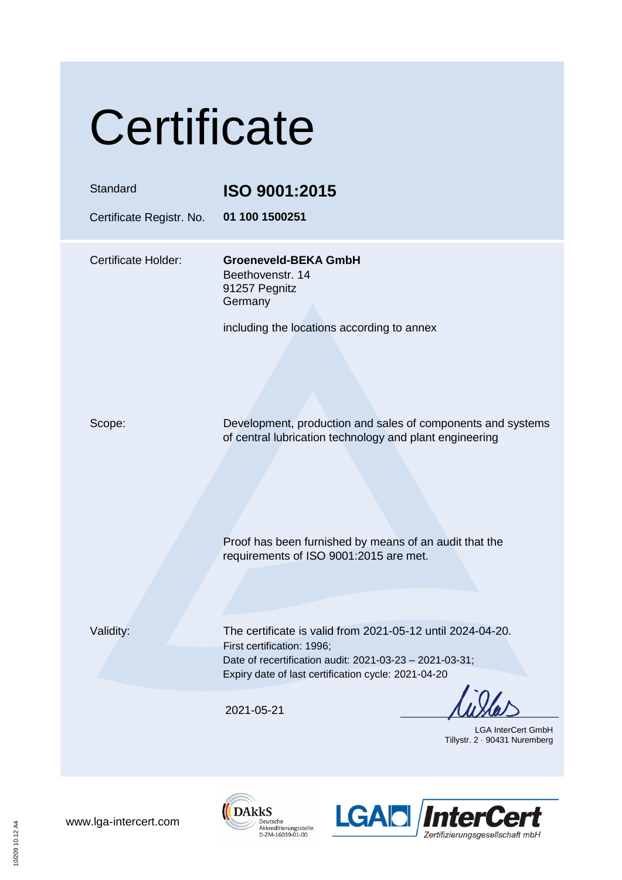# Certificate

| | |
|---|---|
| Standard | **ISO 9001:2015** |
| Certificate Registr. No. | **01 100 1500251** |

Certificate Holder:

**Groeneveld-BEKA GmbH**
Beethovenstr. 14
91257 Pegnitz
Germany

including the locations according to annex

Scope:

Development, production and sales of components and systems of central lubrication technology and plant engineering

Proof has been furnished by means of an audit that the requirements of ISO 9001:2015 are met.

Validity:

The certificate is valid from 2021-05-12 until 2024-04-20.
First certification: 1996;
Date of recertification audit: 2021-03-23 – 2021-03-31;
Expiry date of last certification cycle: 2021-04-20

2021-05-21

LGA InterCert GmbH
Tillystr. 2 · 90431 Nuremberg

www.lga-intercert.com

DAkkS Deutsche Akkreditierungsstelle D-ZM-16039-01-00

LGA InterCert Zertifizierungsgesellschaft mbH

10/209 10.12 A4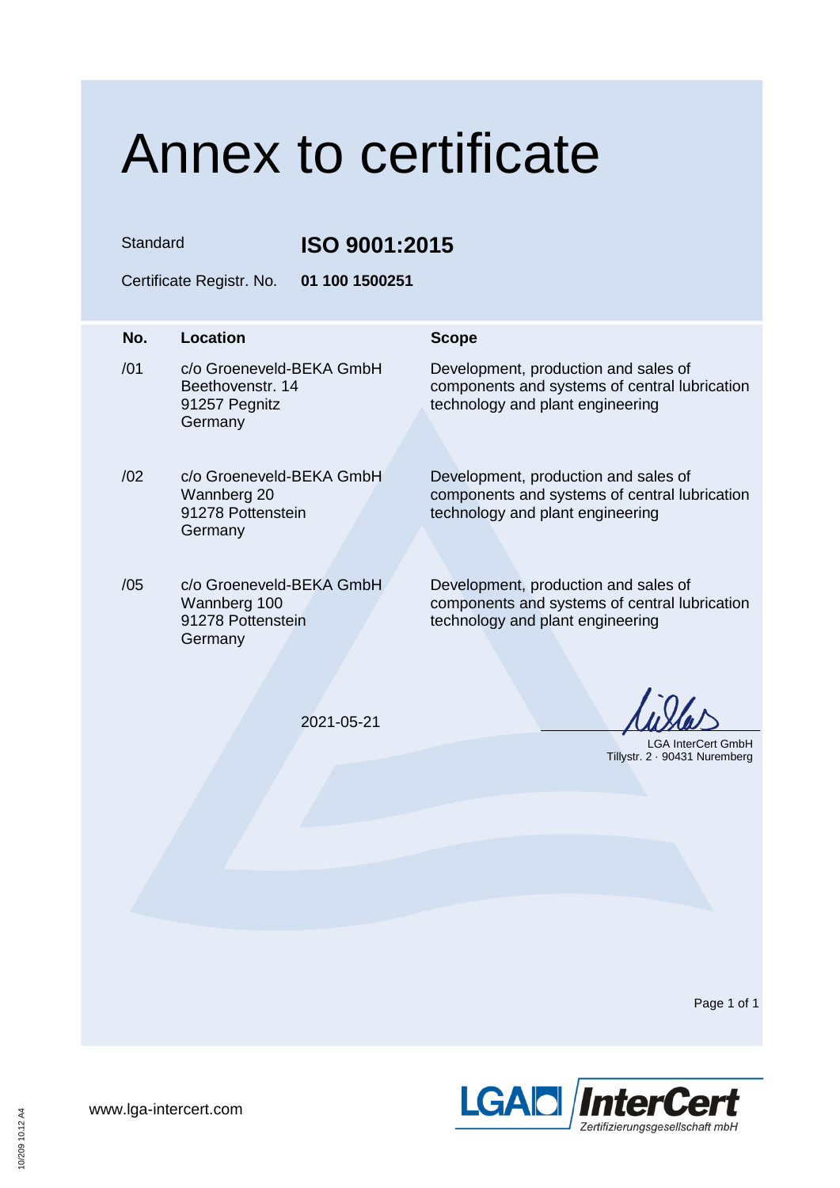# Annex to certificate

Standard **ISO 9001:2015**

Certificate Registr. No. **01 100 1500251**

| No. | Location | Scope |
|---|---|---|
| /01 | c/o Groeneveld-BEKA GmbH<br>Beethovenstr. 14<br>91257 Pegnitz<br>Germany | Development, production and sales of components and systems of central lubrication technology and plant engineering |
| /02 | c/o Groeneveld-BEKA GmbH<br>Wannberg 20<br>91278 Pottenstein<br>Germany | Development, production and sales of components and systems of central lubrication technology and plant engineering |
| /05 | c/o Groeneveld-BEKA GmbH<br>Wannberg 100<br>91278 Pottenstein<br>Germany | Development, production and sales of components and systems of central lubrication technology and plant engineering |

2021-05-21

LGA InterCert GmbH
Tillystr. 2 · 90431 Nuremberg

www.lga-intercert.com

LGA InterCert
Zertifizierungsgesellschaft mbH

10/209 10.12 A4